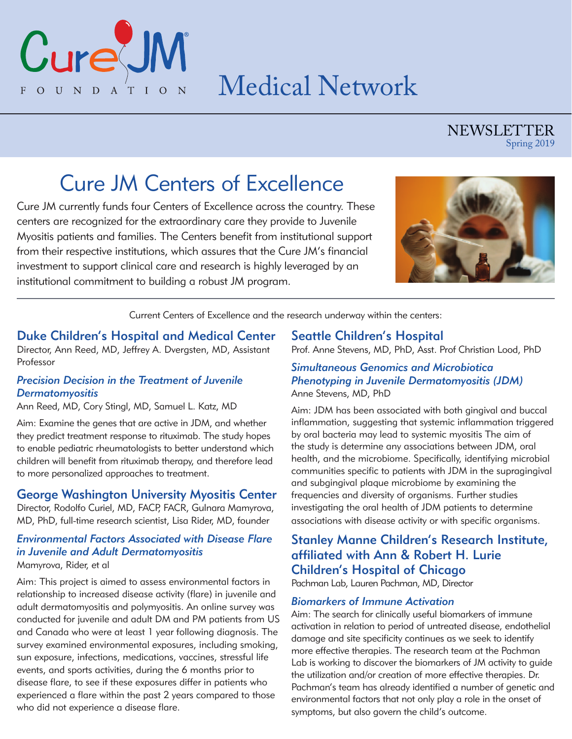# Cure JM Foundation

# Medical Network

NEWSLETTER
Spring 2019

## Cure JM Centers of Excellence

Cure JM currently funds four Centers of Excellence across the country. These centers are recognized for the extraordinary care they provide to Juvenile Myositis patients and families. The Centers benefit from institutional support from their respective institutions, which assures that the Cure JM's financial investment to support clinical care and research is highly leveraged by an institutional commitment to building a robust JM program.

Current Centers of Excellence and the research underway within the centers:

### Duke Children's Hospital and Medical Center

Director, Ann Reed, MD, Jeffrey A. Dvergsten, MD, Assistant Professor

#### *Precision Decision in the Treatment of Juvenile Dermatomyositis*

Ann Reed, MD, Cory Stingl, MD, Samuel L. Katz, MD

Aim: Examine the genes that are active in JDM, and whether they predict treatment response to rituximab. The study hopes to enable pediatric rheumatologists to better understand which children will benefit from rituximab therapy, and therefore lead to more personalized approaches to treatment.

### George Washington University Myositis Center

Director, Rodolfo Curiel, MD, FACP, FACR, Gulnara Mamyrova, MD, PhD, full-time research scientist, Lisa Rider, MD, founder

#### *Environmental Factors Associated with Disease Flare in Juvenile and Adult Dermatomyositis*

Mamyrova, Rider, et al

Aim: This project is aimed to assess environmental factors in relationship to increased disease activity (flare) in juvenile and adult dermatomyositis and polymyositis. An online survey was conducted for juvenile and adult DM and PM patients from US and Canada who were at least 1 year following diagnosis. The survey examined environmental exposures, including smoking, sun exposure, infections, medications, vaccines, stressful life events, and sports activities, during the 6 months prior to disease flare, to see if these exposures differ in patients who experienced a flare within the past 2 years compared to those who did not experience a disease flare.

### Seattle Children's Hospital

Prof. Anne Stevens, MD, PhD, Asst. Prof Christian Lood, PhD

#### *Simultaneous Genomics and Microbiotica Phenotyping in Juvenile Dermatomyositis (JDM)*

Anne Stevens, MD, PhD

Aim: JDM has been associated with both gingival and buccal inflammation, suggesting that systemic inflammation triggered by oral bacteria may lead to systemic myositis The aim of the study is determine any associations between JDM, oral health, and the microbiome. Specifically, identifying microbial communities specific to patients with JDM in the supragingival and subgingival plaque microbiome by examining the frequencies and diversity of organisms. Further studies investigating the oral health of JDM patients to determine associations with disease activity or with specific organisms.

### Stanley Manne Children's Research Institute, affiliated with Ann & Robert H. Lurie Children's Hospital of Chicago

Pachman Lab, Lauren Pachman, MD, Director

#### *Biomarkers of Immune Activation*

Aim: The search for clinically useful biomarkers of immune activation in relation to period of untreated disease, endothelial damage and site specificity continues as we seek to identify more effective therapies. The research team at the Pachman Lab is working to discover the biomarkers of JM activity to guide the utilization and/or creation of more effective therapies. Dr. Pachman's team has already identified a number of genetic and environmental factors that not only play a role in the onset of symptoms, but also govern the child's outcome.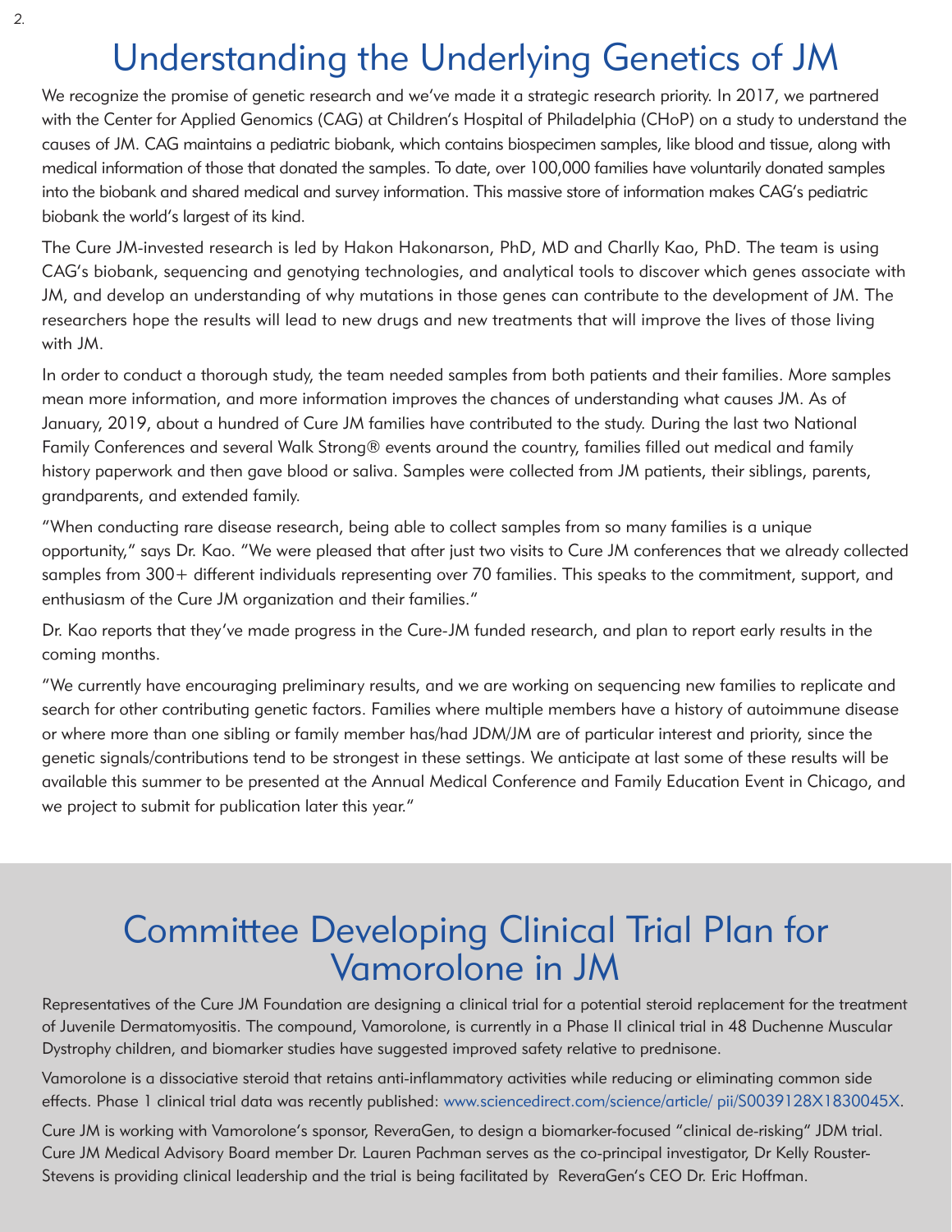# Understanding the Underlying Genetics of JM

We recognize the promise of genetic research and we've made it a strategic research priority. In 2017, we partnered with the Center for Applied Genomics (CAG) at Children's Hospital of Philadelphia (CHoP) on a study to understand the causes of JM. CAG maintains a pediatric biobank, which contains biospecimen samples, like blood and tissue, along with medical information of those that donated the samples. To date, over 100,000 families have voluntarily donated samples into the biobank and shared medical and survey information. This massive store of information makes CAG's pediatric biobank the world's largest of its kind.

The Cure JM-invested research is led by Hakon Hakonarson, PhD, MD and Charlly Kao, PhD. The team is using CAG's biobank, sequencing and genotying technologies, and analytical tools to discover which genes associate with JM, and develop an understanding of why mutations in those genes can contribute to the development of JM. The researchers hope the results will lead to new drugs and new treatments that will improve the lives of those living with JM.

In order to conduct a thorough study, the team needed samples from both patients and their families. More samples mean more information, and more information improves the chances of understanding what causes JM. As of January, 2019, about a hundred of Cure JM families have contributed to the study. During the last two National Family Conferences and several Walk Strong® events around the country, families filled out medical and family history paperwork and then gave blood or saliva. Samples were collected from JM patients, their siblings, parents, grandparents, and extended family.

"When conducting rare disease research, being able to collect samples from so many families is a unique opportunity," says Dr. Kao. "We were pleased that after just two visits to Cure JM conferences that we already collected samples from 300+ different individuals representing over 70 families. This speaks to the commitment, support, and enthusiasm of the Cure JM organization and their families."

Dr. Kao reports that they've made progress in the Cure-JM funded research, and plan to report early results in the coming months.

"We currently have encouraging preliminary results, and we are working on sequencing new families to replicate and search for other contributing genetic factors. Families where multiple members have a history of autoimmune disease or where more than one sibling or family member has/had JDM/JM are of particular interest and priority, since the genetic signals/contributions tend to be strongest in these settings. We anticipate at last some of these results will be available this summer to be presented at the Annual Medical Conference and Family Education Event in Chicago, and we project to submit for publication later this year."

# Committee Developing Clinical Trial Plan for Vamorolone in JM

Representatives of the Cure JM Foundation are designing a clinical trial for a potential steroid replacement for the treatment of Juvenile Dermatomyositis. The compound, Vamorolone, is currently in a Phase II clinical trial in 48 Duchenne Muscular Dystrophy children, and biomarker studies have suggested improved safety relative to prednisone.

Vamorolone is a dissociative steroid that retains anti-inflammatory activities while reducing or eliminating common side effects. Phase 1 clinical trial data was recently published: www.sciencedirect.com/science/article/ pii/S0039128X1830045X.

Cure JM is working with Vamorolone's sponsor, ReveraGen, to design a biomarker-focused "clinical de-risking" JDM trial. Cure JM Medical Advisory Board member Dr. Lauren Pachman serves as the co-principal investigator, Dr Kelly Rouster-Stevens is providing clinical leadership and the trial is being facilitated by ReveraGen's CEO Dr. Eric Hoffman.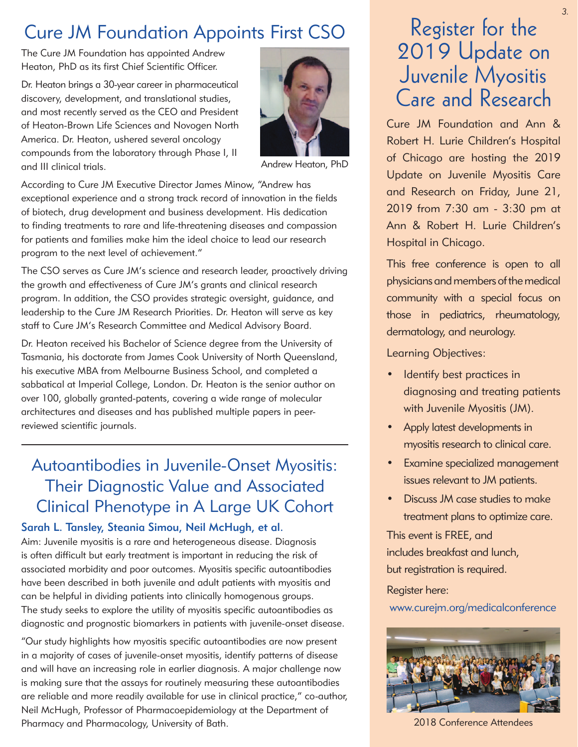# Cure JM Foundation Appoints First CSO

The Cure JM Foundation has appointed Andrew Heaton, PhD as its first Chief Scientific Officer.

Dr. Heaton brings a 30-year career in pharmaceutical discovery, development, and translational studies, and most recently served as the CEO and President of Heaton-Brown Life Sciences and Novogen North America. Dr. Heaton, ushered several oncology compounds from the laboratory through Phase I, II and III clinical trials.

Andrew Heaton, PhD

According to Cure JM Executive Director James Minow, "Andrew has exceptional experience and a strong track record of innovation in the fields of biotech, drug development and business development. His dedication to finding treatments to rare and life-threatening diseases and compassion for patients and families make him the ideal choice to lead our research program to the next level of achievement."

The CSO serves as Cure JM's science and research leader, proactively driving the growth and effectiveness of Cure JM's grants and clinical research program. In addition, the CSO provides strategic oversight, guidance, and leadership to the Cure JM Research Priorities. Dr. Heaton will serve as key staff to Cure JM's Research Committee and Medical Advisory Board.

Dr. Heaton received his Bachelor of Science degree from the University of Tasmania, his doctorate from James Cook University of North Queensland, his executive MBA from Melbourne Business School, and completed a sabbatical at Imperial College, London. Dr. Heaton is the senior author on over 100, globally granted-patents, covering a wide range of molecular architectures and diseases and has published multiple papers in peer-reviewed scientific journals.

---

# Autoantibodies in Juvenile-Onset Myositis: Their Diagnostic Value and Associated Clinical Phenotype in A Large UK Cohort

**Sarah L. Tansley, Steania Simou, Neil McHugh, et al.**

Aim: Juvenile myositis is a rare and heterogeneous disease. Diagnosis is often difficult but early treatment is important in reducing the risk of associated morbidity and poor outcomes. Myositis specific autoantibodies have been described in both juvenile and adult patients with myositis and can be helpful in dividing patients into clinically homogenous groups. The study seeks to explore the utility of myositis specific autoantibodies as diagnostic and prognostic biomarkers in patients with juvenile-onset disease.

"Our study highlights how myositis specific autoantibodies are now present in a majority of cases of juvenile-onset myositis, identify patterns of disease and will have an increasing role in earlier diagnosis. A major challenge now is making sure that the assays for routinely measuring these autoantibodies are reliable and more readily available for use in clinical practice," co-author, Neil McHugh, Professor of Pharmacoepidemiology at the Department of Pharmacy and Pharmacology, University of Bath.

# Register for the 2019 Update on Juvenile Myositis Care and Research

Cure JM Foundation and Ann & Robert H. Lurie Children's Hospital of Chicago are hosting the 2019 Update on Juvenile Myositis Care and Research on Friday, June 21, 2019 from 7:30 am - 3:30 pm at Ann & Robert H. Lurie Children's Hospital in Chicago.

This free conference is open to all physicians and members of the medical community with a special focus on those in pediatrics, rheumatology, dermatology, and neurology.

Learning Objectives:

- Identify best practices in diagnosing and treating patients with Juvenile Myositis (JM).
- Apply latest developments in myositis research to clinical care.
- Examine specialized management issues relevant to JM patients.
- Discuss JM case studies to make treatment plans to optimize care.

This event is FREE, and includes breakfast and lunch, but registration is required.

Register here:

www.curejm.org/medicalconference

2018 Conference Attendees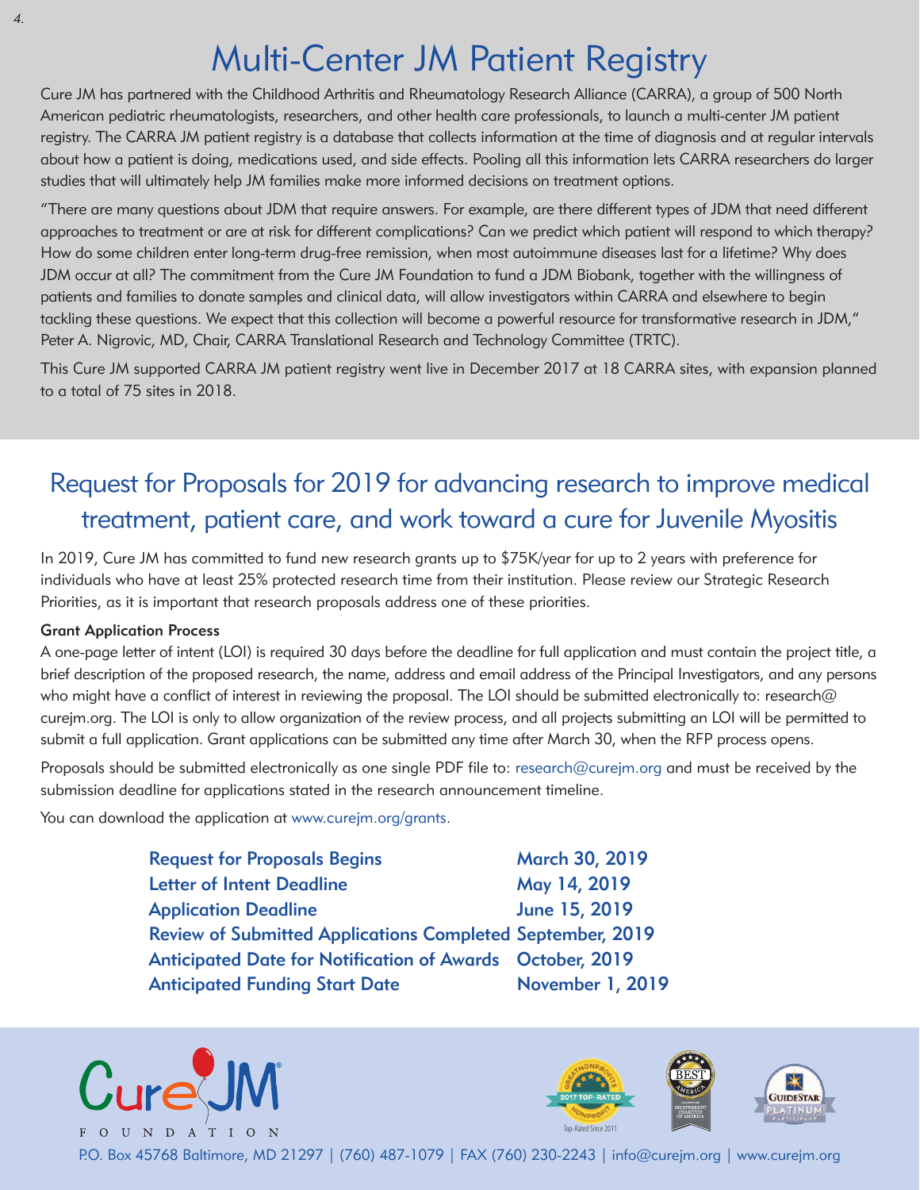# Multi-Center JM Patient Registry

Cure JM has partnered with the Childhood Arthritis and Rheumatology Research Alliance (CARRA), a group of 500 North American pediatric rheumatologists, researchers, and other health care professionals, to launch a multi-center JM patient registry. The CARRA JM patient registry is a database that collects information at the time of diagnosis and at regular intervals about how a patient is doing, medications used, and side effects. Pooling all this information lets CARRA researchers do larger studies that will ultimately help JM families make more informed decisions on treatment options.

"There are many questions about JDM that require answers. For example, are there different types of JDM that need different approaches to treatment or are at risk for different complications? Can we predict which patient will respond to which therapy? How do some children enter long-term drug-free remission, when most autoimmune diseases last for a lifetime? Why does JDM occur at all? The commitment from the Cure JM Foundation to fund a JDM Biobank, together with the willingness of patients and families to donate samples and clinical data, will allow investigators within CARRA and elsewhere to begin tackling these questions. We expect that this collection will become a powerful resource for transformative research in JDM," Peter A. Nigrovic, MD, Chair, CARRA Translational Research and Technology Committee (TRTC).

This Cure JM supported CARRA JM patient registry went live in December 2017 at 18 CARRA sites, with expansion planned to a total of 75 sites in 2018.

## Request for Proposals for 2019 for advancing research to improve medical treatment, patient care, and work toward a cure for Juvenile Myositis

In 2019, Cure JM has committed to fund new research grants up to $75K/year for up to 2 years with preference for individuals who have at least 25% protected research time from their institution. Please review our Strategic Research Priorities, as it is important that research proposals address one of these priorities.

**Grant Application Process**

A one-page letter of intent (LOI) is required 30 days before the deadline for full application and must contain the project title, a brief description of the proposed research, the name, address and email address of the Principal Investigators, and any persons who might have a conflict of interest in reviewing the proposal. The LOI should be submitted electronically to: research@curejm.org. The LOI is only to allow organization of the review process, and all projects submitting an LOI will be permitted to submit a full application. Grant applications can be submitted any time after March 30, when the RFP process opens.

Proposals should be submitted electronically as one single PDF file to: research@curejm.org and must be received by the submission deadline for applications stated in the research announcement timeline.

You can download the application at www.curejm.org/grants.

| | |
|---|---|
| **Request for Proposals Begins** | **March 30, 2019** |
| **Letter of Intent Deadline** | **May 14, 2019** |
| **Application Deadline** | **June 15, 2019** |
| **Review of Submitted Applications Completed** | **September, 2019** |
| **Anticipated Date for Notification of Awards** | **October, 2019** |
| **Anticipated Funding Start Date** | **November 1, 2019** |

Cure JM FOUNDATION

2017 TOP-RATED GREATNONPROFITS — Top-Rated Since 2011

BEST IN AMERICA — INDEPENDENT CHARITIES OF AMERICA

GUIDESTAR PLATINUM PARTICIPANT

P.O. Box 45768 Baltimore, MD 21297 | (760) 487-1079 | FAX (760) 230-2243 | info@curejm.org | www.curejm.org